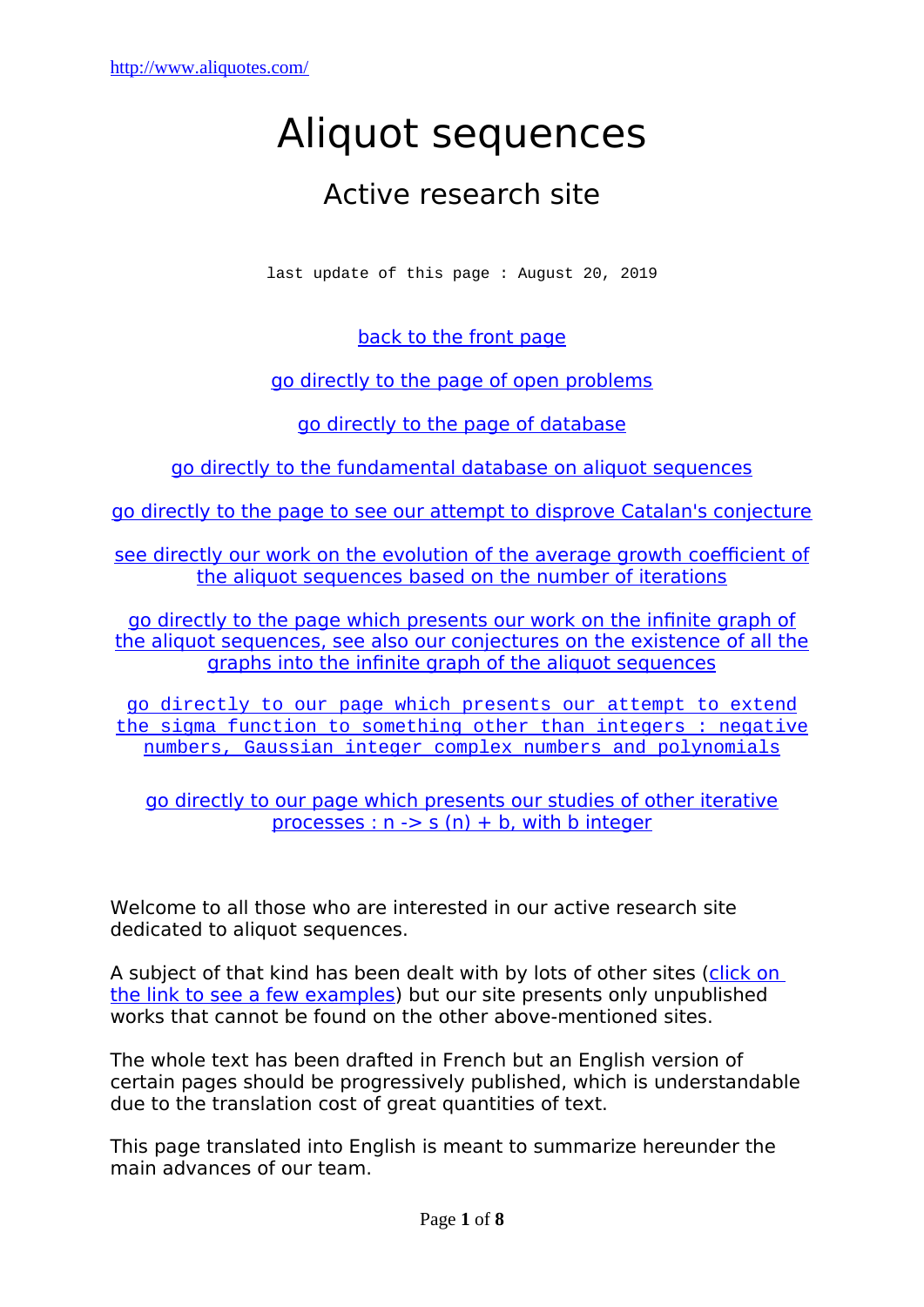http://www.aliquotes.com/

# Aliquot sequences

## Active research site

last update of this page : August 20, 2019

back to the front page

go directly to the page of open problems

go directly to the page of database

go directly to the fundamental database on aliquot sequences

go directly to the page to see our attempt to disprove Catalan's conjecture

see directly our work on the evolution of the average growth coefficient of the aliquot sequences based on the number of iterations

go directly to the page which presents our work on the infinite graph of the aliquot sequences, see also our conjectures on the existence of all the graphs into the infinite graph of the aliquot sequences

go directly to our page which presents our attempt to extend the sigma function to something other than integers : negative numbers, Gaussian integer complex numbers and polynomials

go directly to our page which presents our studies of other iterative processes : n -> s (n) + b, with b integer

Welcome to all those who are interested in our active research site dedicated to aliquot sequences.

A subject of that kind has been dealt with by lots of other sites (click on the link to see a few examples) but our site presents only unpublished works that cannot be found on the other above-mentioned sites.

The whole text has been drafted in French but an English version of certain pages should be progressively published, which is understandable due to the translation cost of great quantities of text.

This page translated into English is meant to summarize hereunder the main advances of our team.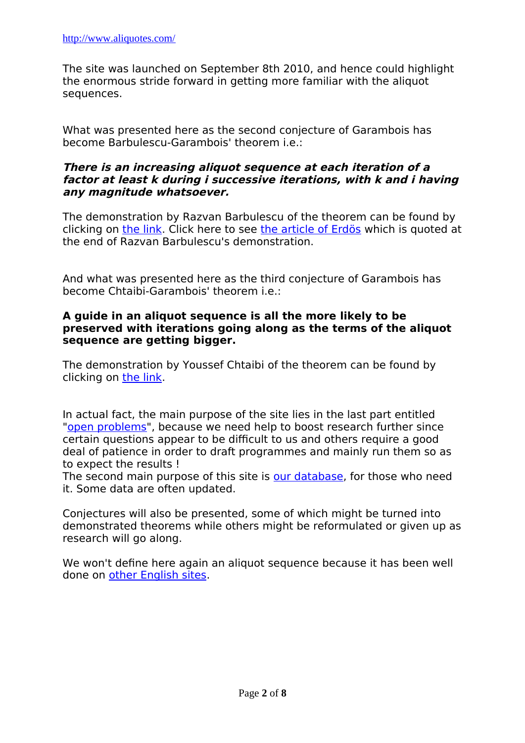http://www.aliquotes.com/

The site was launched on September 8th 2010, and hence could highlight the enormous stride forward in getting more familiar with the aliquot sequences.

What was presented here as the second conjecture of Garambois has become Barbulescu-Garambois' theorem i.e.:

***There is an increasing aliquot sequence at each iteration of a factor at least k during i successive iterations, with k and i having any magnitude whatsoever.***

The demonstration by Razvan Barbulescu of the theorem can be found by clicking on the link. Click here to see the article of Erdös which is quoted at the end of Razvan Barbulescu's demonstration.

And what was presented here as the third conjecture of Garambois has become Chtaibi-Garambois' theorem i.e.:

**A guide in an aliquot sequence is all the more likely to be preserved with iterations going along as the terms of the aliquot sequence are getting bigger.**

The demonstration by Youssef Chtaibi of the theorem can be found by clicking on the link.

In actual fact, the main purpose of the site lies in the last part entitled "open problems", because we need help to boost research further since certain questions appear to be difficult to us and others require a good deal of patience in order to draft programmes and mainly run them so as to expect the results !
The second main purpose of this site is our database, for those who need it. Some data are often updated.

Conjectures will also be presented, some of which might be turned into demonstrated theorems while others might be reformulated or given up as research will go along.

We won't define here again an aliquot sequence because it has been well done on other English sites.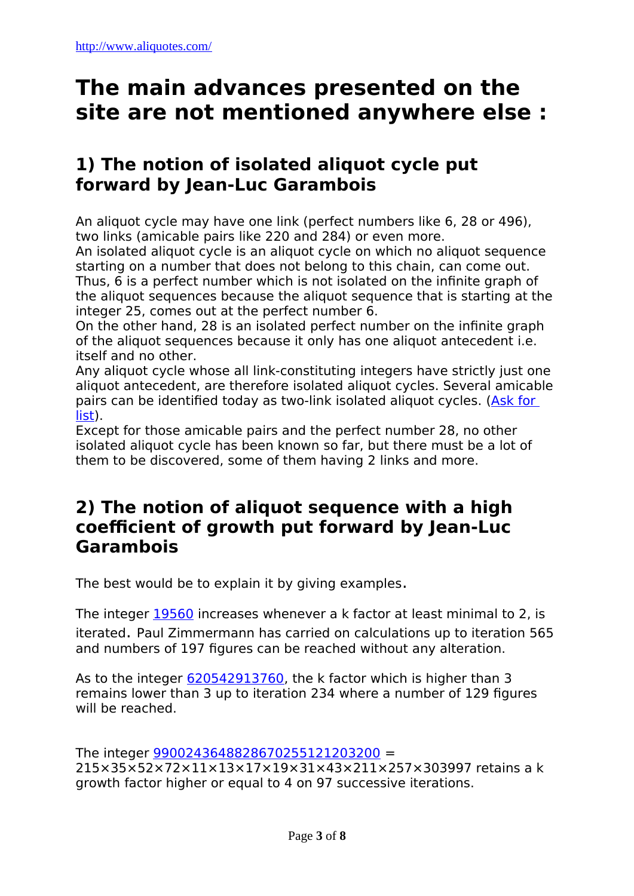# The main advances presented on the site are not mentioned anywhere else :

## 1) The notion of isolated aliquot cycle put forward by Jean-Luc Garambois

An aliquot cycle may have one link (perfect numbers like 6, 28 or 496), two links (amicable pairs like 220 and 284) or even more.
An isolated aliquot cycle is an aliquot cycle on which no aliquot sequence starting on a number that does not belong to this chain, can come out.
Thus, 6 is a perfect number which is not isolated on the infinite graph of the aliquot sequences because the aliquot sequence that is starting at the integer 25, comes out at the perfect number 6.
On the other hand, 28 is an isolated perfect number on the infinite graph of the aliquot sequences because it only has one aliquot antecedent i.e. itself and no other.
Any aliquot cycle whose all link-constituting integers have strictly just one aliquot antecedent, are therefore isolated aliquot cycles. Several amicable pairs can be identified today as two-link isolated aliquot cycles. (Ask for list).
Except for those amicable pairs and the perfect number 28, no other isolated aliquot cycle has been known so far, but there must be a lot of them to be discovered, some of them having 2 links and more.

## 2) The notion of aliquot sequence with a high coefficient of growth put forward by Jean-Luc Garambois

The best would be to explain it by giving examples.

The integer 19560 increases whenever a k factor at least minimal to 2, is iterated. Paul Zimmermann has carried on calculations up to iteration 565 and numbers of 197 figures can be reached without any alteration.

As to the integer 620542913760, the k factor which is higher than 3 remains lower than 3 up to iteration 234 where a number of 129 figures will be reached.

The integer 9900243648828670255121203200 = $2^{15}\times3^{5}\times5^{2}\times7^{2}\times11\times13\times17\times19\times31\times43\times211\times257\times303997$ retains a k growth factor higher or equal to 4 on 97 successive iterations.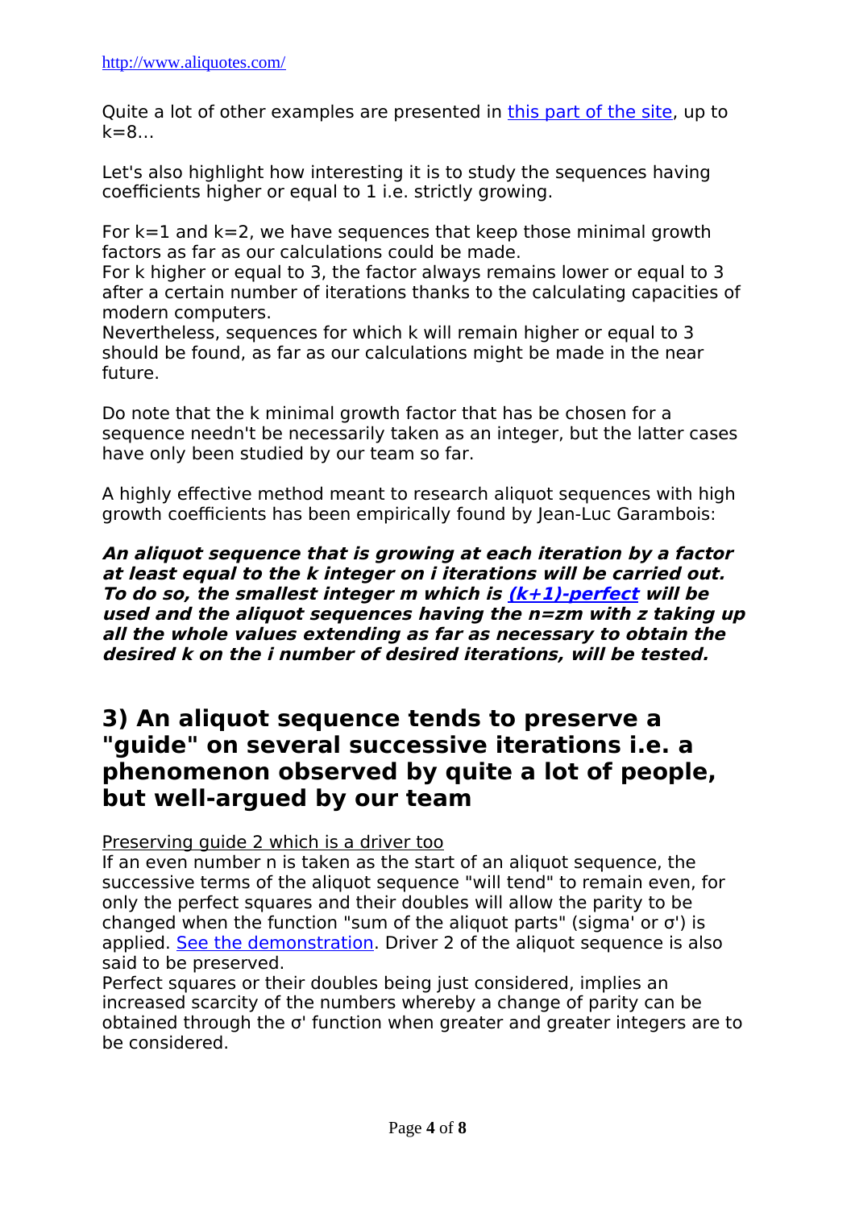Quite a lot of other examples are presented in [this part of the site](#), up to k=8...

Let's also highlight how interesting it is to study the sequences having coefficients higher or equal to 1 i.e. strictly growing.

For k=1 and k=2, we have sequences that keep those minimal growth factors as far as our calculations could be made.
For k higher or equal to 3, the factor always remains lower or equal to 3 after a certain number of iterations thanks to the calculating capacities of modern computers.
Nevertheless, sequences for which k will remain higher or equal to 3 should be found, as far as our calculations might be made in the near future.

Do note that the k minimal growth factor that has be chosen for a sequence needn't be necessarily taken as an integer, but the latter cases have only been studied by our team so far.

A highly effective method meant to research aliquot sequences with high growth coefficients has been empirically found by Jean-Luc Garambois:

***An aliquot sequence that is growing at each iteration by a factor at least equal to the k integer on i iterations will be carried out. To do so, the smallest integer m which is [(k+1)-perfect](#) will be used and the aliquot sequences having the n=zm with z taking up all the whole values extending as far as necessary to obtain the desired k on the i number of desired iterations, will be tested.***

## 3) An aliquot sequence tends to preserve a "guide" on several successive iterations i.e. a phenomenon observed by quite a lot of people, but well-argued by our team

Preserving guide 2 which is a driver too

If an even number n is taken as the start of an aliquot sequence, the successive terms of the aliquot sequence "will tend" to remain even, for only the perfect squares and their doubles will allow the parity to be changed when the function "sum of the aliquot parts" (sigma' or σ') is applied. [See the demonstration](#). Driver 2 of the aliquot sequence is also said to be preserved.

Perfect squares or their doubles being just considered, implies an increased scarcity of the numbers whereby a change of parity can be obtained through the σ' function when greater and greater integers are to be considered.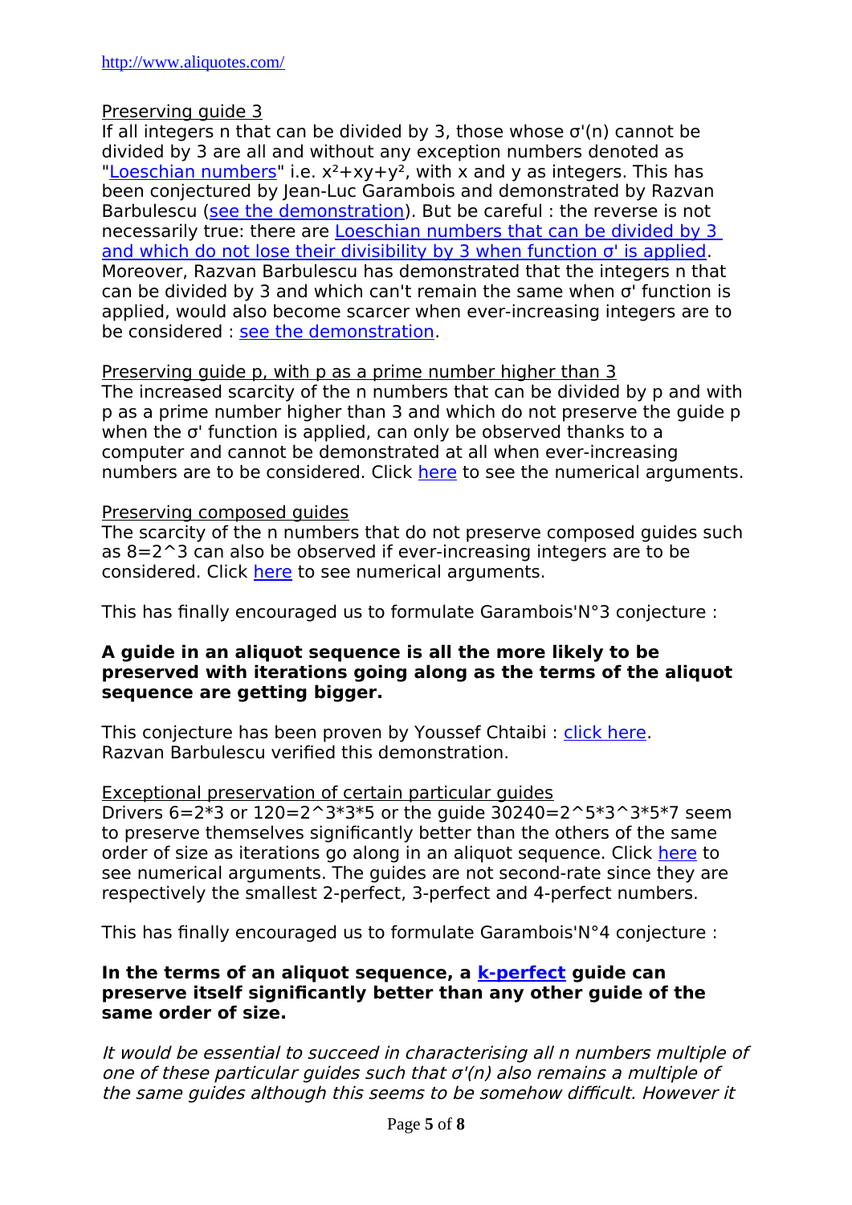Preserving guide 3

If all integers n that can be divided by 3, those whose σ'(n) cannot be divided by 3 are all and without any exception numbers denoted as "Loeschian numbers" i.e. $x^2+xy+y^2$, with x and y as integers. This has been conjectured by Jean-Luc Garambois and demonstrated by Razvan Barbulescu (see the demonstration). But be careful : the reverse is not necessarily true: there are Loeschian numbers that can be divided by 3 and which do not lose their divisibility by 3 when function σ' is applied. Moreover, Razvan Barbulescu has demonstrated that the integers n that can be divided by 3 and which can't remain the same when σ' function is applied, would also become scarcer when ever-increasing integers are to be considered : see the demonstration.

Preserving guide p, with p as a prime number higher than 3

The increased scarcity of the n numbers that can be divided by p and with p as a prime number higher than 3 and which do not preserve the guide p when the σ' function is applied, can only be observed thanks to a computer and cannot be demonstrated at all when ever-increasing numbers are to be considered. Click here to see the numerical arguments.

Preserving composed guides

The scarcity of the n numbers that do not preserve composed guides such as 8=2^3 can also be observed if ever-increasing integers are to be considered. Click here to see numerical arguments.

This has finally encouraged us to formulate Garambois'N°3 conjecture :

**A guide in an aliquot sequence is all the more likely to be preserved with iterations going along as the terms of the aliquot sequence are getting bigger.**

This conjecture has been proven by Youssef Chtaibi : click here.
Razvan Barbulescu verified this demonstration.

Exceptional preservation of certain particular guides

Drivers 6=2*3 or 120=2^3*3*5 or the guide 30240=2^5*3^3*5*7 seem to preserve themselves significantly better than the others of the same order of size as iterations go along in an aliquot sequence. Click here to see numerical arguments. The guides are not second-rate since they are respectively the smallest 2-perfect, 3-perfect and 4-perfect numbers.

This has finally encouraged us to formulate Garambois'N°4 conjecture :

**In the terms of an aliquot sequence, a k-perfect guide can preserve itself significantly better than any other guide of the same order of size.**

*It would be essential to succeed in characterising all n numbers multiple of one of these particular guides such that σ'(n) also remains a multiple of the same guides although this seems to be somehow difficult. However it*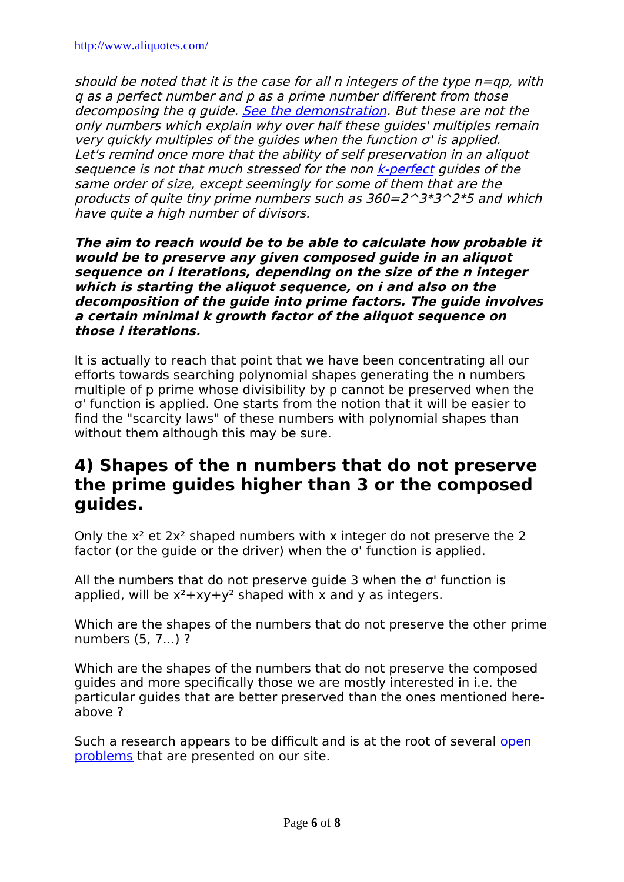*should be noted that it is the case for all n integers of the type n=qp, with q as a perfect number and p as a prime number different from those decomposing the q guide. [See the demonstration](). But these are not the only numbers which explain why over half these guides' multiples remain very quickly multiples of the guides when the function σ' is applied. Let's remind once more that the ability of self preservation in an aliquot sequence is not that much stressed for the non [k-perfect]() guides of the same order of size, except seemingly for some of them that are the products of quite tiny prime numbers such as 360=2^3*3^2*5 and which have quite a high number of divisors.*

***The aim to reach would be to be able to calculate how probable it would be to preserve any given composed guide in an aliquot sequence on i iterations, depending on the size of the n integer which is starting the aliquot sequence, on i and also on the decomposition of the guide into prime factors. The guide involves a certain minimal k growth factor of the aliquot sequence on those i iterations.***

It is actually to reach that point that we have been concentrating all our efforts towards searching polynomial shapes generating the n numbers multiple of p prime whose divisibility by p cannot be preserved when the σ' function is applied. One starts from the notion that it will be easier to find the "scarcity laws" of these numbers with polynomial shapes than without them although this may be sure.

## 4) Shapes of the n numbers that do not preserve the prime guides higher than 3 or the composed guides.

Only the $x^2$ et $2x^2$ shaped numbers with x integer do not preserve the 2 factor (or the guide or the driver) when the σ' function is applied.

All the numbers that do not preserve guide 3 when the σ' function is applied, will be $x^2+xy+y^2$ shaped with x and y as integers.

Which are the shapes of the numbers that do not preserve the other prime numbers (5, 7...) ?

Which are the shapes of the numbers that do not preserve the composed guides and more specifically those we are mostly interested in i.e. the particular guides that are better preserved than the ones mentioned here-above ?

Such a research appears to be difficult and is at the root of several [open problems]() that are presented on our site.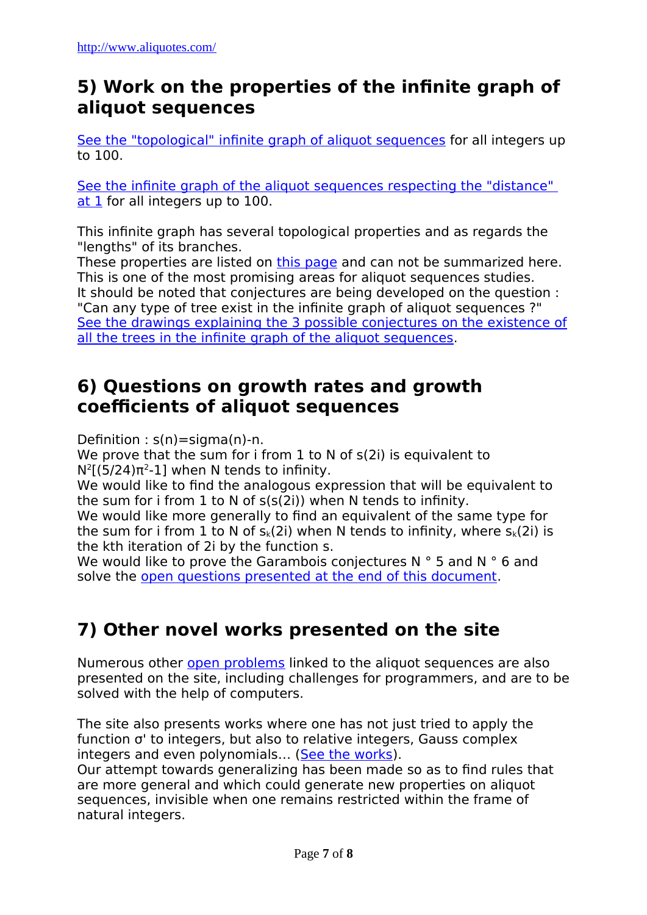## 5) Work on the properties of the infinite graph of aliquot sequences

See the "topological" infinite graph of aliquot sequences for all integers up to 100.

See the infinite graph of the aliquot sequences respecting the "distance" at 1 for all integers up to 100.

This infinite graph has several topological properties and as regards the "lengths" of its branches.
These properties are listed on this page and can not be summarized here.
This is one of the most promising areas for aliquot sequences studies.
It should be noted that conjectures are being developed on the question :
"Can any type of tree exist in the infinite graph of aliquot sequences ?"
See the drawings explaining the 3 possible conjectures on the existence of all the trees in the infinite graph of the aliquot sequences.

## 6) Questions on growth rates and growth coefficients of aliquot sequences

Definition : s(n)=sigma(n)-n.
We prove that the sum for i from 1 to N of s(2i) is equivalent to $N^2[(5/24)\pi^2-1]$ when N tends to infinity.
We would like to find the analogous expression that will be equivalent to the sum for i from 1 to N of s(s(2i)) when N tends to infinity.
We would like more generally to find an equivalent of the same type for the sum for i from 1 to N of $s_k(2i)$ when N tends to infinity, where $s_k(2i)$ is the kth iteration of 2i by the function s.
We would like to prove the Garambois conjectures N ° 5 and N ° 6 and solve the open questions presented at the end of this document.

## 7) Other novel works presented on the site

Numerous other open problems linked to the aliquot sequences are also presented on the site, including challenges for programmers, and are to be solved with the help of computers.

The site also presents works where one has not just tried to apply the function σ' to integers, but also to relative integers, Gauss complex integers and even polynomials… (See the works).
Our attempt towards generalizing has been made so as to find rules that are more general and which could generate new properties on aliquot sequences, invisible when one remains restricted within the frame of natural integers.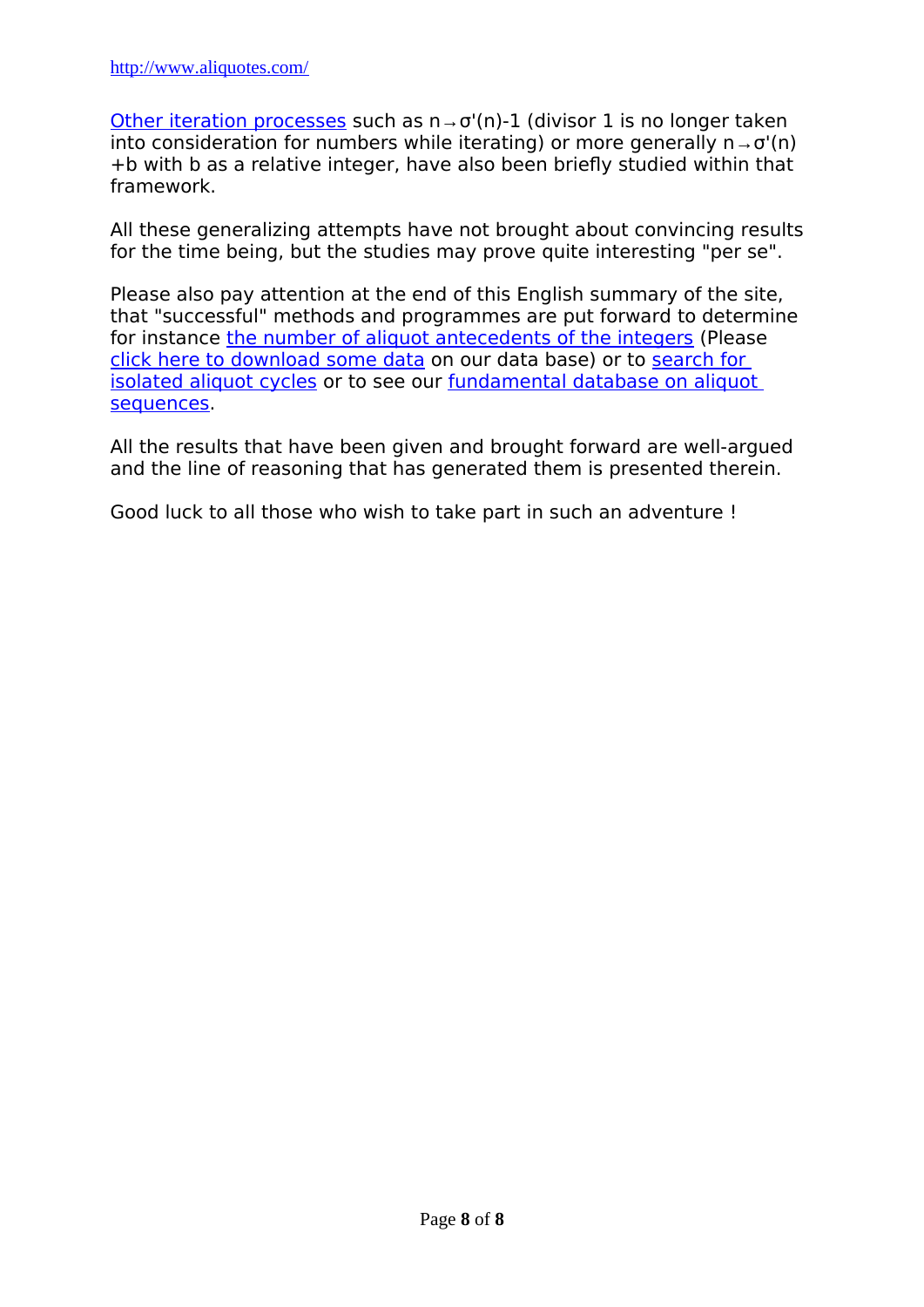Other iteration processes such as $n \rightarrow \sigma'(n)-1$ (divisor 1 is no longer taken into consideration for numbers while iterating) or more generally $n \rightarrow \sigma'(n)+b$ with b as a relative integer, have also been briefly studied within that framework.

All these generalizing attempts have not brought about convincing results for the time being, but the studies may prove quite interesting "per se".

Please also pay attention at the end of this English summary of the site, that "successful" methods and programmes are put forward to determine for instance the number of aliquot antecedents of the integers (Please click here to download some data on our data base) or to search for isolated aliquot cycles or to see our fundamental database on aliquot sequences.

All the results that have been given and brought forward are well-argued and the line of reasoning that has generated them is presented therein.

Good luck to all those who wish to take part in such an adventure !